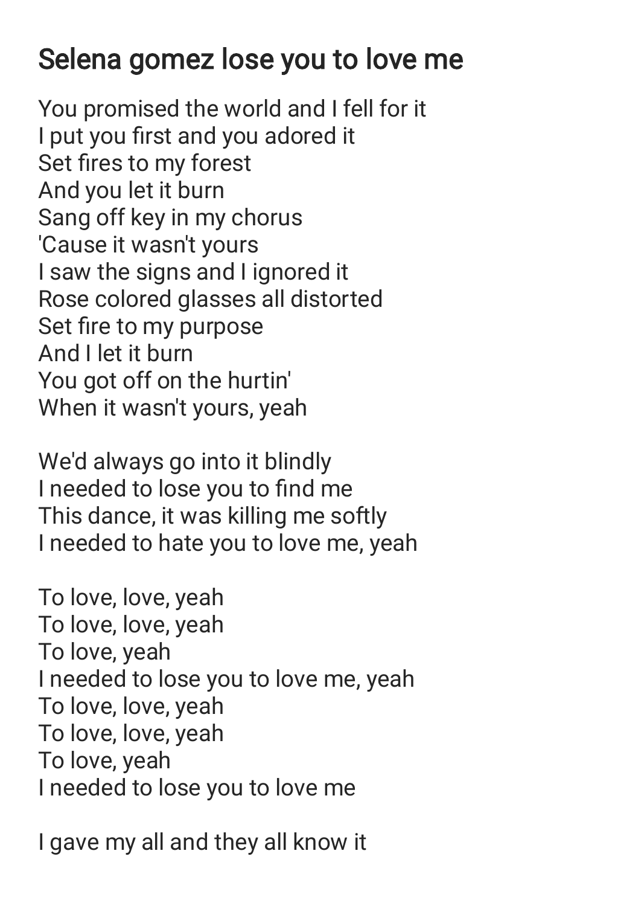## Selena gomez lose you to love me

You promised the world and I fell for it I put you first and you adored it Set fires to my forest And you let it burn Sang off key in my chorus 'Cause it wasn't yours I saw the signs and I ignored it Rose colored glasses all distorted Set fire to my purpose And I let it burn You got off on the hurtin' When it wasn't yours, yeah

We'd always go into it blindly I needed to lose you to find me This dance, it was killing me softly I needed to hate you to love me, yeah

To love, love, yeah To love, love, yeah To love, yeah I needed to lose you to love me, yeah To love, love, yeah To love, love, yeah To love, yeah I needed to lose you to love me

I gave my all and they all know it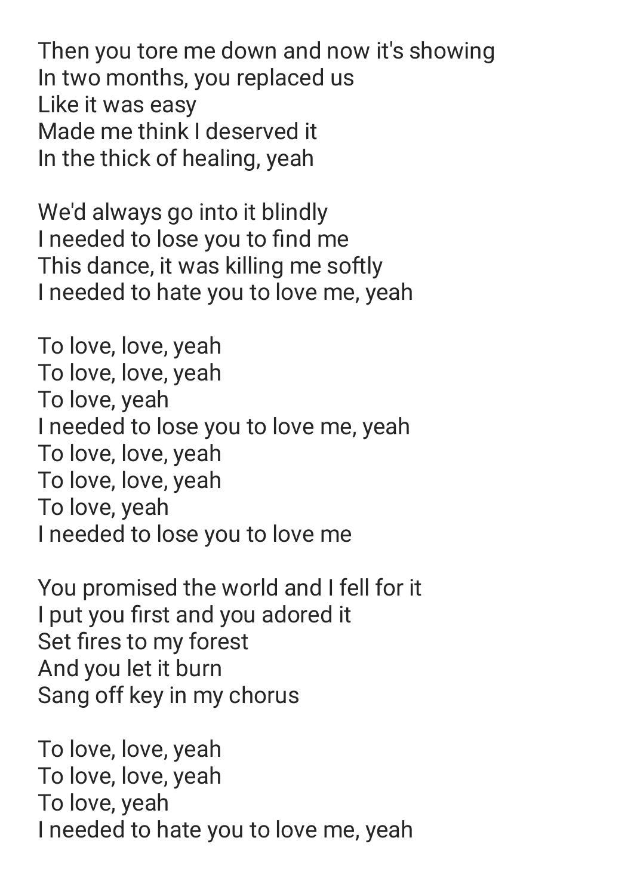Then you tore me down and now it's showing In two months, you replaced us Like it was easy Made me think I deserved it In the thick of healing, yeah

We'd always go into it blindly I needed to lose you to find me This dance, it was killing me softly I needed to hate you to love me, yeah

To love, love, yeah To love, love, yeah To love, yeah I needed to lose you to love me, yeah To love, love, yeah To love, love, yeah To love, yeah I needed to lose you to love me

You promised the world and I fell for it I put you first and you adored it Set fires to my forest And you let it burn Sang off key in my chorus

To love, love, yeah To love, love, yeah To love, yeah I needed to hate you to love me, yeah